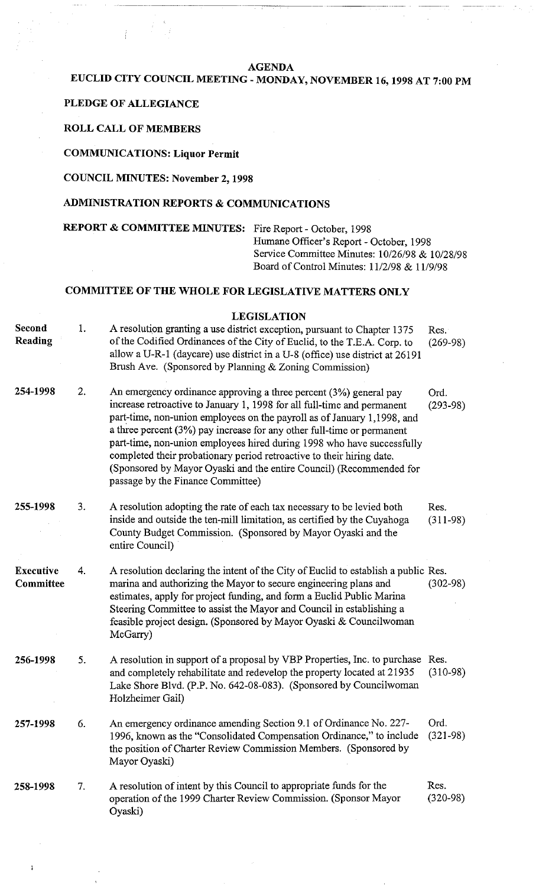# AGENDA

## EUCLID CITY COUNCIL MEETING - MONDAY, NOVEMBER 16, 1998 AT 7:00 PM

**PLEDGE OF ALLEGIANCE**

**ROLL CALL OF MEMBERS**

**COMMUNICATIONS: Liquor Permit**

**COUNCIL MINUTES: November 2, 1998**

**ADMINISTRATION REPORTS & COMMUNICATIONS**

**REPORT & COMMITTEE MINUTES:** Fire Report - October, 1998
Humane Officer's Report - October, 1998
Service Committee Minutes: 10/26/98 & 10/28/98
Board of Control Minutes: 11/2/98 & 11/9/98

**COMMITTEE OF THE WHOLE FOR LEGISLATIVE MATTERS ONLY**

**LEGISLATION**

| | | | |
|---|---|---|---|
| **Second Reading** | 1. | A resolution granting a use district exception, pursuant to Chapter 1375 of the Codified Ordinances of the City of Euclid, to the T.E.A. Corp. to allow a U-R-1 (daycare) use district in a U-8 (office) use district at 26191 Brush Ave. (Sponsored by Planning & Zoning Commission) | Res. (269-98) |
| **254-1998** | 2. | An emergency ordinance approving a three percent (3%) general pay increase retroactive to January 1, 1998 for all full-time and permanent part-time, non-union employees on the payroll as of January 1,1998, and a three percent (3%) pay increase for any other full-time or permanent part-time, non-union employees hired during 1998 who have successfully completed their probationary period retroactive to their hiring date. (Sponsored by Mayor Oyaski and the entire Council) (Recommended for passage by the Finance Committee) | Ord. (293-98) |
| **255-1998** | 3. | A resolution adopting the rate of each tax necessary to be levied both inside and outside the ten-mill limitation, as certified by the Cuyahoga County Budget Commission. (Sponsored by Mayor Oyaski and the entire Council) | Res. (311-98) |
| **Executive Committee** | 4. | A resolution declaring the intent of the City of Euclid to establish a public marina and authorizing the Mayor to secure engineering plans and estimates, apply for project funding, and form a Euclid Public Marina Steering Committee to assist the Mayor and Council in establishing a feasible project design. (Sponsored by Mayor Oyaski & Councilwoman McGarry) | Res. (302-98) |
| **256-1998** | 5. | A resolution in support of a proposal by VBP Properties, Inc. to purchase and completely rehabilitate and redevelop the property located at 21935 Lake Shore Blvd. (P.P. No. 642-08-083). (Sponsored by Councilwoman Holzheimer Gail) | Res. (310-98) |
| **257-1998** | 6. | An emergency ordinance amending Section 9.1 of Ordinance No. 227-1996, known as the "Consolidated Compensation Ordinance," to include the position of Charter Review Commission Members. (Sponsored by Mayor Oyaski) | Ord. (321-98) |
| **258-1998** | 7. | A resolution of intent by this Council to appropriate funds for the operation of the 1999 Charter Review Commission. (Sponsor Mayor Oyaski) | Res. (320-98) |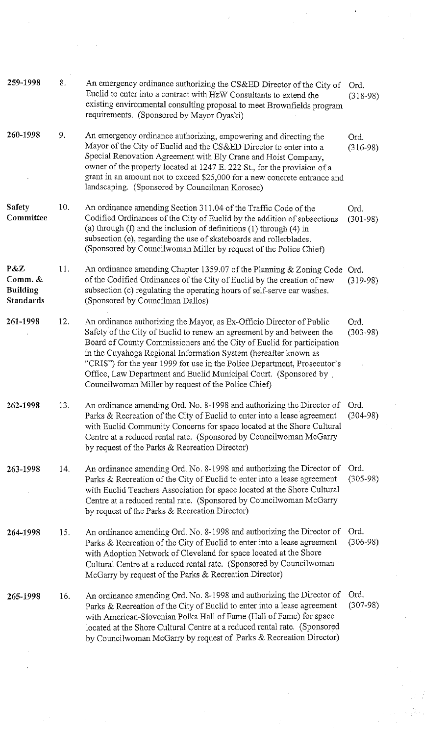| | | | |
|---|---|---|---|
| 259-1998 | 8. | An emergency ordinance authorizing the CS&ED Director of the City of Euclid to enter into a contract with HzW Consultants to extend the existing environmental consulting proposal to meet Brownfields program requirements. (Sponsored by Mayor Oyaski) | Ord. (318-98) |
| 260-1998 | 9. | An emergency ordinance authorizing, empowering and directing the Mayor of the City of Euclid and the CS&ED Director to enter into a Special Renovation Agreement with Ely Crane and Hoist Company, owner of the property located at 1247 E. 222 St., for the provision of a grant in an amount not to exceed $25,000 for a new concrete entrance and landscaping. (Sponsored by Councilman Korosec) | Ord. (316-98) |
| **Safety Committee** | 10. | An ordinance amending Section 311.04 of the Traffic Code of the Codified Ordinances of the City of Euclid by the addition of subsections (a) through (f) and the inclusion of definitions (1) through (4) in subsection (e), regarding the use of skateboards and rollerblades. (Sponsored by Councilwoman Miller by request of the Police Chief) | Ord. (301-98) |
| **P&Z Comm. & Building Standards** | 11. | An ordinance amending Chapter 1359.07 of the Planning & Zoning Code of the Codified Ordinances of the City of Euclid by the creation of new subsection (c) regulating the operating hours of self-serve car washes. (Sponsored by Councilman Dallos) | Ord. (319-98) |
| 261-1998 | 12. | An ordinance authorizing the Mayor, as Ex-Officio Director of Public Safety of the City of Euclid to renew an agreement by and between the Board of County Commissioners and the City of Euclid for participation in the Cuyahoga Regional Information System (hereafter known as "CRIS") for the year 1999 for use in the Police Department, Prosecutor's Office, Law Department and Euclid Municipal Court. (Sponsored by Councilwoman Miller by request of the Police Chief) | Ord. (303-98) |
| 262-1998 | 13. | An ordinance amending Ord. No. 8-1998 and authorizing the Director of Parks & Recreation of the City of Euclid to enter into a lease agreement with Euclid Community Concerns for space located at the Shore Cultural Centre at a reduced rental rate. (Sponsored by Councilwoman McGarry by request of the Parks & Recreation Director) | Ord. (304-98) |
| 263-1998 | 14. | An ordinance amending Ord. No. 8-1998 and authorizing the Director of Parks & Recreation of the City of Euclid to enter into a lease agreement with Euclid Teachers Association for space located at the Shore Cultural Centre at a reduced rental rate. (Sponsored by Councilwoman McGarry by request of the Parks & Recreation Director) | Ord. (305-98) |
| 264-1998 | 15. | An ordinance amending Ord. No. 8-1998 and authorizing the Director of Parks & Recreation of the City of Euclid to enter into a lease agreement with Adoption Network of Cleveland for space located at the Shore Cultural Centre at a reduced rental rate. (Sponsored by Councilwoman McGarry by request of the Parks & Recreation Director) | Ord. (306-98) |
| 265-1998 | 16. | An ordinance amending Ord. No. 8-1998 and authorizing the Director of Parks & Recreation of the City of Euclid to enter into a lease agreement with American-Slovenian Polka Hall of Fame (Hall of Fame) for space located at the Shore Cultural Centre at a reduced rental rate. (Sponsored by Councilwoman McGarry by request of Parks & Recreation Director) | Ord. (307-98) |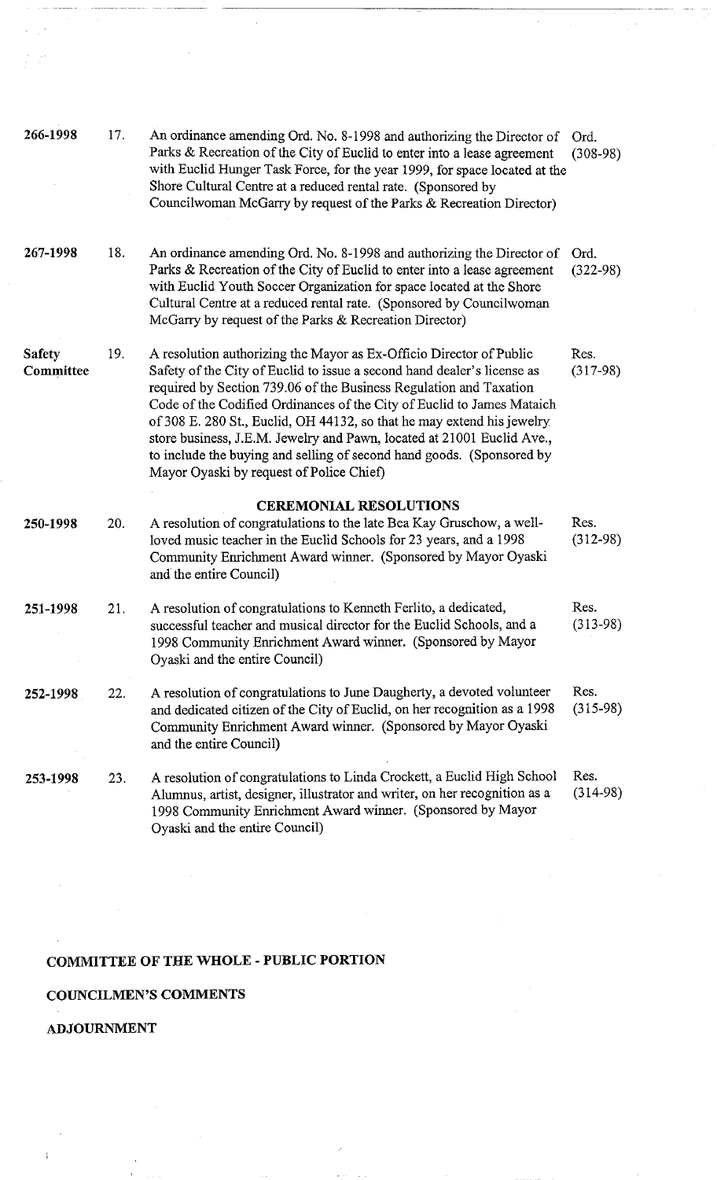| | | | |
|---|---|---|---|
| 266-1998 | 17. | An ordinance amending Ord. No. 8-1998 and authorizing the Director of Parks & Recreation of the City of Euclid to enter into a lease agreement with Euclid Hunger Task Force, for the year 1999, for space located at the Shore Cultural Centre at a reduced rental rate. (Sponsored by Councilwoman McGarry by request of the Parks & Recreation Director) | Ord. (308-98) |
| 267-1998 | 18. | An ordinance amending Ord. No. 8-1998 and authorizing the Director of Parks & Recreation of the City of Euclid to enter into a lease agreement with Euclid Youth Soccer Organization for space located at the Shore Cultural Centre at a reduced rental rate. (Sponsored by Councilwoman McGarry by request of the Parks & Recreation Director) | Ord. (322-98) |
| Safety Committee | 19. | A resolution authorizing the Mayor as Ex-Officio Director of Public Safety of the City of Euclid to issue a second hand dealer's license as required by Section 739.06 of the Business Regulation and Taxation Code of the Codified Ordinances of the City of Euclid to James Mataich of 308 E. 280 St., Euclid, OH 44132, so that he may extend his jewelry store business, J.E.M. Jewelry and Pawn, located at 21001 Euclid Ave., to include the buying and selling of second hand goods. (Sponsored by Mayor Oyaski by request of Police Chief) | Res. (317-98) |

**CEREMONIAL RESOLUTIONS**

| | | | |
|---|---|---|---|
| 250-1998 | 20. | A resolution of congratulations to the late Bea Kay Gruschow, a well-loved music teacher in the Euclid Schools for 23 years, and a 1998 Community Enrichment Award winner. (Sponsored by Mayor Oyaski and the entire Council) | Res. (312-98) |
| 251-1998 | 21. | A resolution of congratulations to Kenneth Ferlito, a dedicated, successful teacher and musical director for the Euclid Schools, and a 1998 Community Enrichment Award winner. (Sponsored by Mayor Oyaski and the entire Council) | Res. (313-98) |
| 252-1998 | 22. | A resolution of congratulations to June Daugherty, a devoted volunteer and dedicated citizen of the City of Euclid, on her recognition as a 1998 Community Enrichment Award winner. (Sponsored by Mayor Oyaski and the entire Council) | Res. (315-98) |
| 253-1998 | 23. | A resolution of congratulations to Linda Crockett, a Euclid High School Alumnus, artist, designer, illustrator and writer, on her recognition as a 1998 Community Enrichment Award winner. (Sponsored by Mayor Oyaski and the entire Council) | Res. (314-98) |

**COMMITTEE OF THE WHOLE - PUBLIC PORTION**

**COUNCILMEN'S COMMENTS**

**ADJOURNMENT**